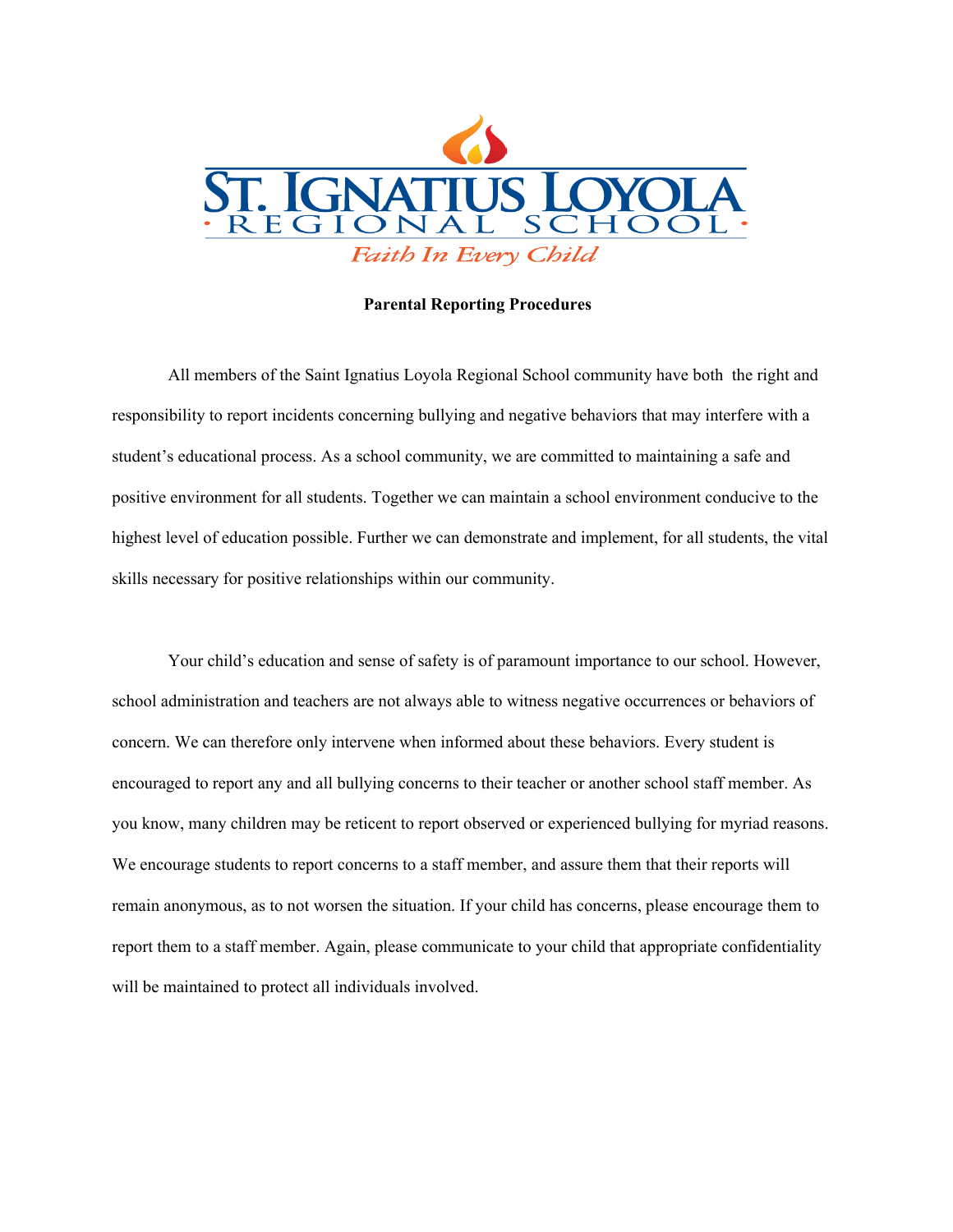# ST. IGNATIUS LOYOLA
## · REGIONAL SCHOOL ·
*Faith In Every Child*

**Parental Reporting Procedures**

All members of the Saint Ignatius Loyola Regional School community have both the right and responsibility to report incidents concerning bullying and negative behaviors that may interfere with a student's educational process. As a school community, we are committed to maintaining a safe and positive environment for all students. Together we can maintain a school environment conducive to the highest level of education possible. Further we can demonstrate and implement, for all students, the vital skills necessary for positive relationships within our community.

Your child's education and sense of safety is of paramount importance to our school. However, school administration and teachers are not always able to witness negative occurrences or behaviors of concern. We can therefore only intervene when informed about these behaviors. Every student is encouraged to report any and all bullying concerns to their teacher or another school staff member. As you know, many children may be reticent to report observed or experienced bullying for myriad reasons. We encourage students to report concerns to a staff member, and assure them that their reports will remain anonymous, as to not worsen the situation. If your child has concerns, please encourage them to report them to a staff member. Again, please communicate to your child that appropriate confidentiality will be maintained to protect all individuals involved.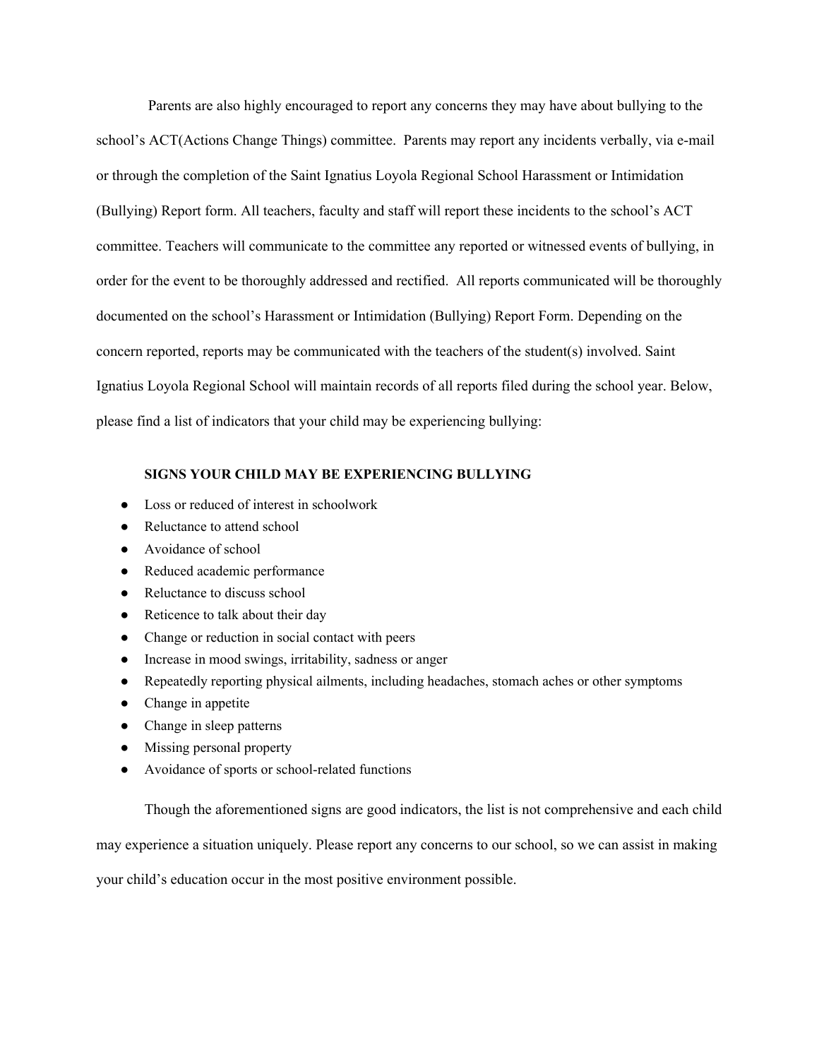Parents are also highly encouraged to report any concerns they may have about bullying to the school's ACT(Actions Change Things) committee. Parents may report any incidents verbally, via e-mail or through the completion of the Saint Ignatius Loyola Regional School Harassment or Intimidation (Bullying) Report form. All teachers, faculty and staff will report these incidents to the school's ACT committee. Teachers will communicate to the committee any reported or witnessed events of bullying, in order for the event to be thoroughly addressed and rectified. All reports communicated will be thoroughly documented on the school's Harassment or Intimidation (Bullying) Report Form. Depending on the concern reported, reports may be communicated with the teachers of the student(s) involved. Saint Ignatius Loyola Regional School will maintain records of all reports filed during the school year. Below, please find a list of indicators that your child may be experiencing bullying:

**SIGNS YOUR CHILD MAY BE EXPERIENCING BULLYING**

- Loss or reduced of interest in schoolwork
- Reluctance to attend school
- Avoidance of school
- Reduced academic performance
- Reluctance to discuss school
- Reticence to talk about their day
- Change or reduction in social contact with peers
- Increase in mood swings, irritability, sadness or anger
- Repeatedly reporting physical ailments, including headaches, stomach aches or other symptoms
- Change in appetite
- Change in sleep patterns
- Missing personal property
- Avoidance of sports or school-related functions

Though the aforementioned signs are good indicators, the list is not comprehensive and each child may experience a situation uniquely. Please report any concerns to our school, so we can assist in making your child's education occur in the most positive environment possible.